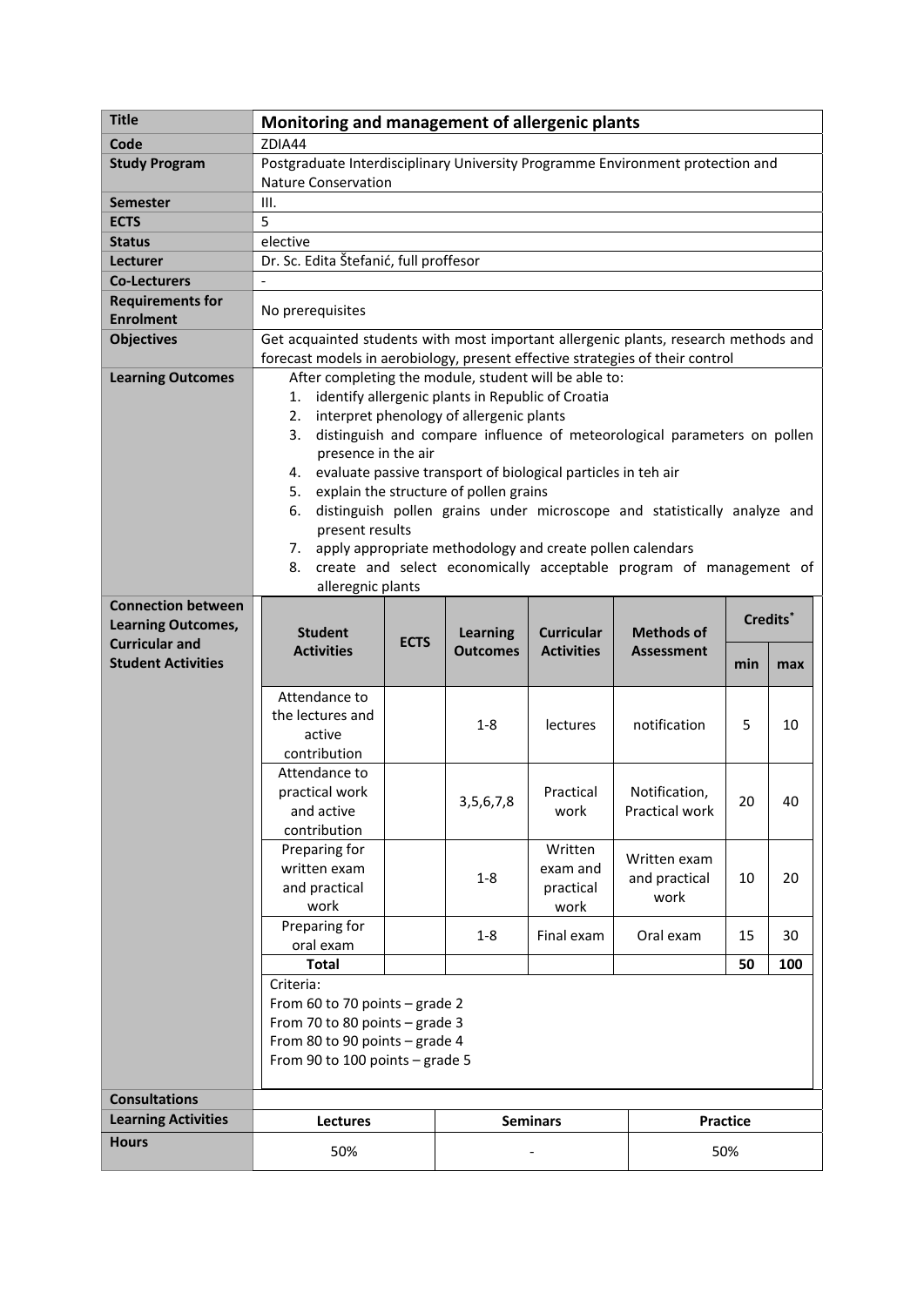| Title | **Monitoring and management of allergenic plants** |
|---|---|
| **Code** | ZDIA44 |
| **Study Program** | Postgraduate Interdisciplinary University Programme Environment protection and Nature Conservation |
| **Semester** | III. |
| **ECTS** | 5 |
| **Status** | elective |
| **Lecturer** | Dr. Sc. Edita Štefanić, full proffesor |
| **Co-Lecturers** | - |
| **Requirements for Enrolment** | No prerequisites |
| **Objectives** | Get acquainted students with most important allergenic plants, research methods and forecast models in aerobiology, present effective strategies of their control |
| **Learning Outcomes** | After completing the module, student will be able to: 1. identify allergenic plants in Republic of Croatia 2. interpret phenology of allergenic plants 3. distinguish and compare influence of meteorological parameters on pollen presence in the air 4. evaluate passive transport of biological particles in teh air 5. explain the structure of pollen grains 6. distinguish pollen grains under microscope and statistically analyze and present results 7. apply appropriate methodology and create pollen calendars 8. create and select economically acceptable program of management of alleregnic plants |

**Connection between Learning Outcomes, Curricular and Student Activities**

| Student Activities | ECTS | Learning Outcomes | Curricular Activities | Methods of Assessment | Credits* | |
|---|---|---|---|---|---|---|
| | | | | | min | max |
| Attendance to the lectures and active contribution | | 1-8 | lectures | notification | 5 | 10 |
| Attendance to practical work and active contribution | | 3,5,6,7,8 | Practical work | Notification, Practical work | 20 | 40 |
| Preparing for written exam and practical work | | 1-8 | Written exam and practical work | Written exam and practical work | 10 | 20 |
| Preparing for oral exam | | 1-8 | Final exam | Oral exam | 15 | 30 |
| **Total** | | | | | **50** | **100** |

Criteria:
From 60 to 70 points – grade 2
From 70 to 80 points – grade 3
From 80 to 90 points – grade 4
From 90 to 100 points – grade 5

| **Consultations** | | | |
|---|---|---|---|
| **Learning Activities** | **Lectures** | **Seminars** | **Practice** |
| **Hours** | 50% | - | 50% |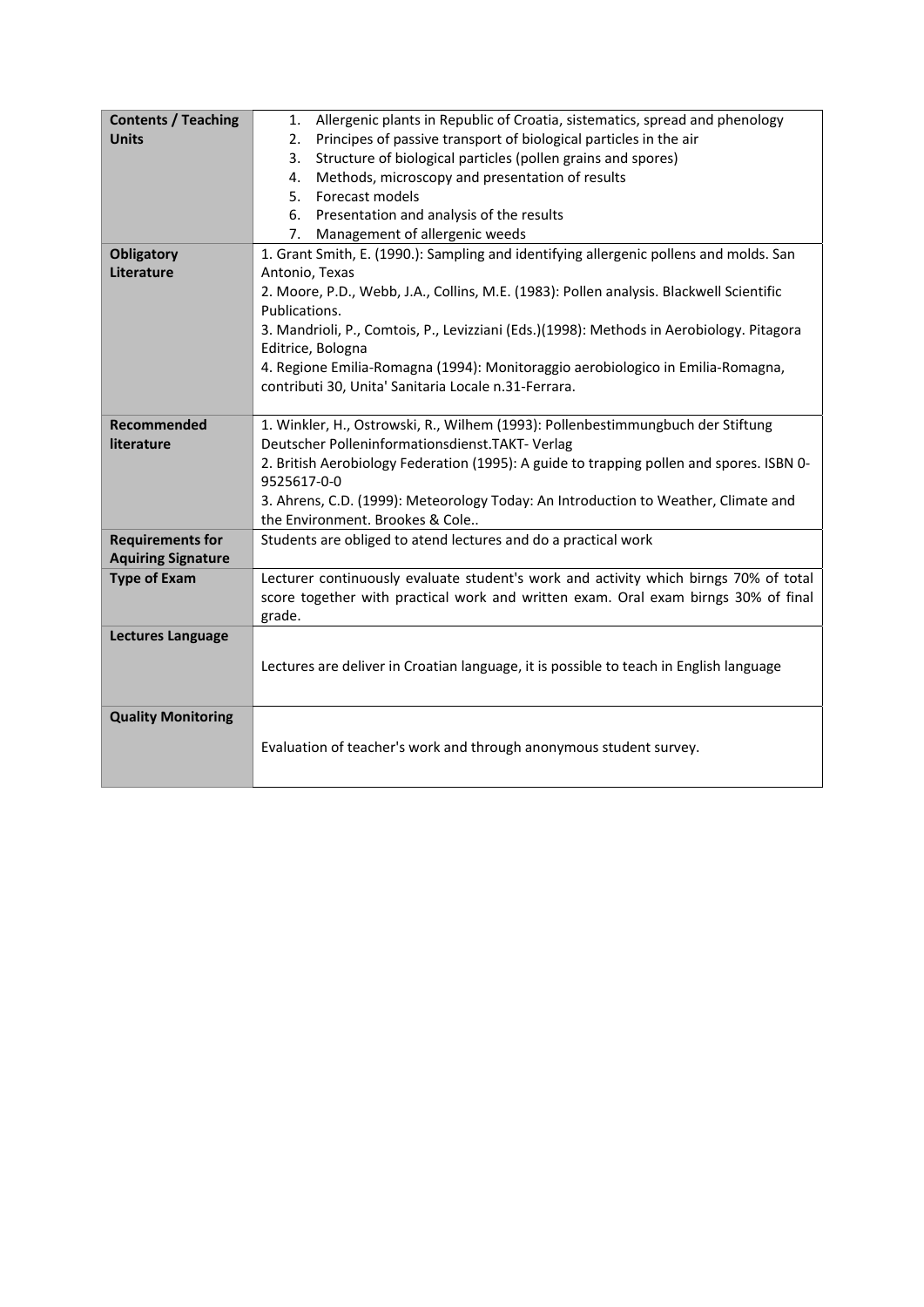| | |
|---|---|
| **Contents / Teaching Units** | 1. Allergenic plants in Republic of Croatia, sistematics, spread and phenology<br>2. Principes of passive transport of biological particles in the air<br>3. Structure of biological particles (pollen grains and spores)<br>4. Methods, microscopy and presentation of results<br>5. Forecast models<br>6. Presentation and analysis of the results<br>7. Management of allergenic weeds |
| **Obligatory Literature** | 1. Grant Smith, E. (1990.): Sampling and identifying allergenic pollens and molds. San Antonio, Texas<br>2. Moore, P.D., Webb, J.A., Collins, M.E. (1983): Pollen analysis. Blackwell Scientific Publications.<br>3. Mandrioli, P., Comtois, P., Levizziani (Eds.)(1998): Methods in Aerobiology. Pitagora Editrice, Bologna<br>4. Regione Emilia-Romagna (1994): Monitoraggio aerobiologico in Emilia-Romagna, contributi 30, Unita' Sanitaria Locale n.31-Ferrara. |
| **Recommended literature** | 1. Winkler, H., Ostrowski, R., Wilhem (1993): Pollenbestimmungbuch der Stiftung Deutscher Polleninformationsdienst.TAKT- Verlag<br>2. British Aerobiology Federation (1995): A guide to trapping pollen and spores. ISBN 0-9525617-0-0<br>3. Ahrens, C.D. (1999): Meteorology Today: An Introduction to Weather, Climate and the Environment. Brookes & Cole.. |
| **Requirements for Aquiring Signature** | Students are obliged to atend lectures and do a practical work |
| **Type of Exam** | Lecturer continuously evaluate student's work and activity which birngs 70% of total score together with practical work and written exam. Oral exam birngs 30% of final grade. |
| **Lectures Language** | Lectures are deliver in Croatian language, it is possible to teach in English language |
| **Quality Monitoring** | Evaluation of teacher's work and through anonymous student survey. |